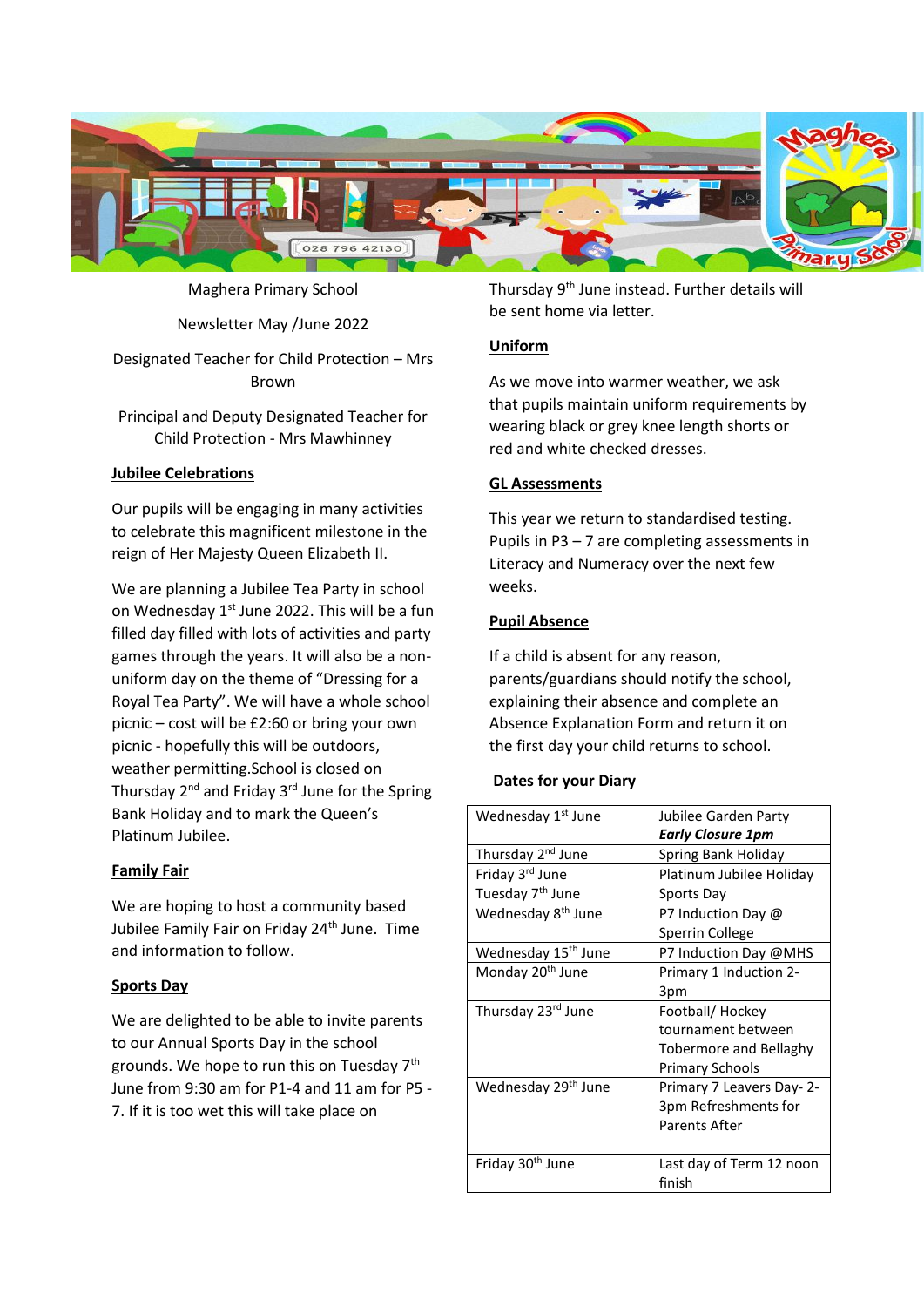Maghera Primary School

Newsletter May /June 2022

Designated Teacher for Child Protection – Mrs Brown

Principal and Deputy Designated Teacher for Child Protection - Mrs Mawhinney

**Jubilee Celebrations**

Our pupils will be engaging in many activities to celebrate this magnificent milestone in the reign of Her Majesty Queen Elizabeth II.

We are planning a Jubilee Tea Party in school on Wednesday 1st June 2022. This will be a fun filled day filled with lots of activities and party games through the years. It will also be a non-uniform day on the theme of "Dressing for a Royal Tea Party". We will have a whole school picnic – cost will be £2:60 or bring your own picnic - hopefully this will be outdoors, weather permitting.School is closed on Thursday 2nd and Friday 3rd June for the Spring Bank Holiday and to mark the Queen's Platinum Jubilee.

**Family Fair**

We are hoping to host a community based Jubilee Family Fair on Friday 24th June. Time and information to follow.

**Sports Day**

We are delighted to be able to invite parents to our Annual Sports Day in the school grounds. We hope to run this on Tuesday 7th June from 9:30 am for P1-4 and 11 am for P5 - 7. If it is too wet this will take place on Thursday 9th June instead. Further details will be sent home via letter.

**Uniform**

As we move into warmer weather, we ask that pupils maintain uniform requirements by wearing black or grey knee length shorts or red and white checked dresses.

**GL Assessments**

This year we return to standardised testing. Pupils in P3 – 7 are completing assessments in Literacy and Numeracy over the next few weeks.

**Pupil Absence**

If a child is absent for any reason, parents/guardians should notify the school, explaining their absence and complete an Absence Explanation Form and return it on the first day your child returns to school.

**Dates for your Diary**

| | |
|---|---|
| Wednesday 1st June | Jubilee Garden Party ***Early Closure 1pm*** |
| Thursday 2nd June | Spring Bank Holiday |
| Friday 3rd June | Platinum Jubilee Holiday |
| Tuesday 7th June | Sports Day |
| Wednesday 8th June | P7 Induction Day @ Sperrin College |
| Wednesday 15th June | P7 Induction Day @MHS |
| Monday 20th June | Primary 1 Induction 2-3pm |
| Thursday 23rd June | Football/ Hockey tournament between Tobermore and Bellaghy Primary Schools |
| Wednesday 29th June | Primary 7 Leavers Day- 2-3pm Refreshments for Parents After |
| Friday 30th June | Last day of Term 12 noon finish |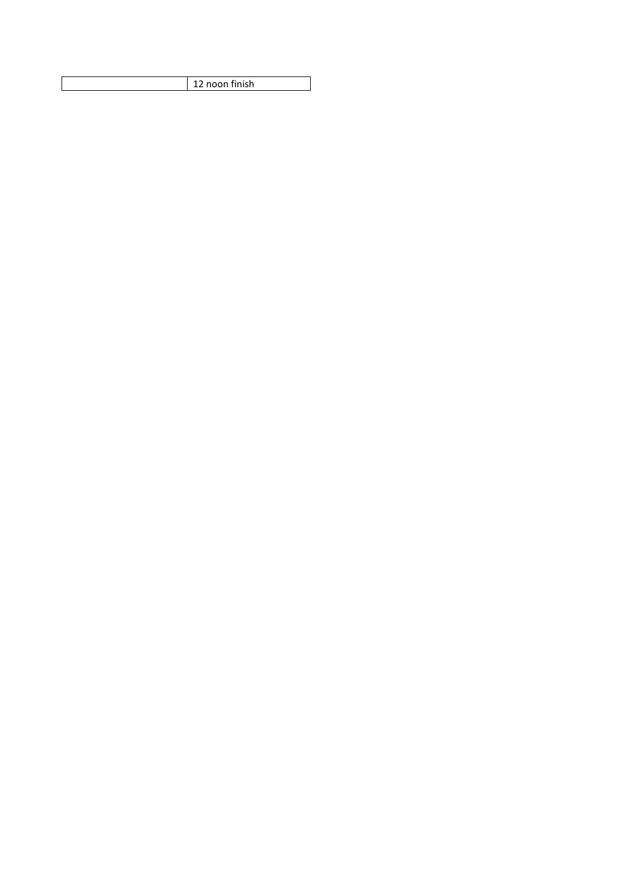| | |
|---|---|
| | 12 noon finish |